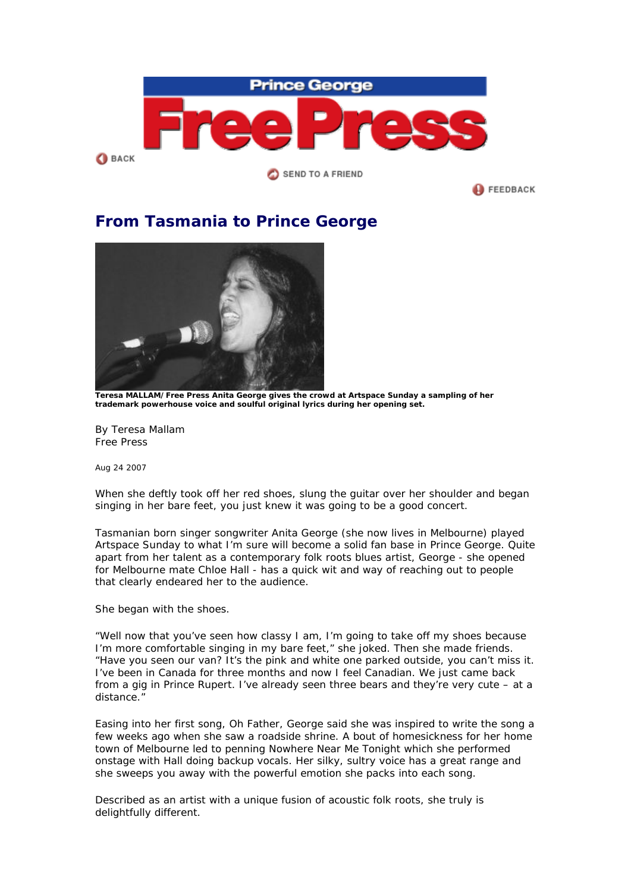# From Tasmania to Prince George

**Teresa MALLAM/Free Press Anita George gives the crowd at Artspace Sunday a sampling of her trademark powerhouse voice and soulful original lyrics during her opening set.**

By Teresa Mallam
Free Press

Aug 24 2007

When she deftly took off her red shoes, slung the guitar over her shoulder and began singing in her bare feet, you just knew it was going to be a good concert.

Tasmanian born singer songwriter Anita George (she now lives in Melbourne) played Artspace Sunday to what I'm sure will become a solid fan base in Prince George. Quite apart from her talent as a contemporary folk roots blues artist, George - she opened for Melbourne mate Chloe Hall - has a quick wit and way of reaching out to people that clearly endeared her to the audience.

She began with the shoes.

"Well now that you've seen how classy I am, I'm going to take off my shoes because I'm more comfortable singing in my bare feet," she joked. Then she made friends. "Have you seen our van? It's the pink and white one parked outside, you can't miss it. I've been in Canada for three months and now I feel Canadian. We just came back from a gig in Prince Rupert. I've already seen three bears and they're very cute – at a distance."

Easing into her first song, Oh Father, George said she was inspired to write the song a few weeks ago when she saw a roadside shrine. A bout of homesickness for her home town of Melbourne led to penning Nowhere Near Me Tonight which she performed onstage with Hall doing backup vocals. Her silky, sultry voice has a great range and she sweeps you away with the powerful emotion she packs into each song.

Described as an artist with a unique fusion of acoustic folk roots, she truly is delightfully different.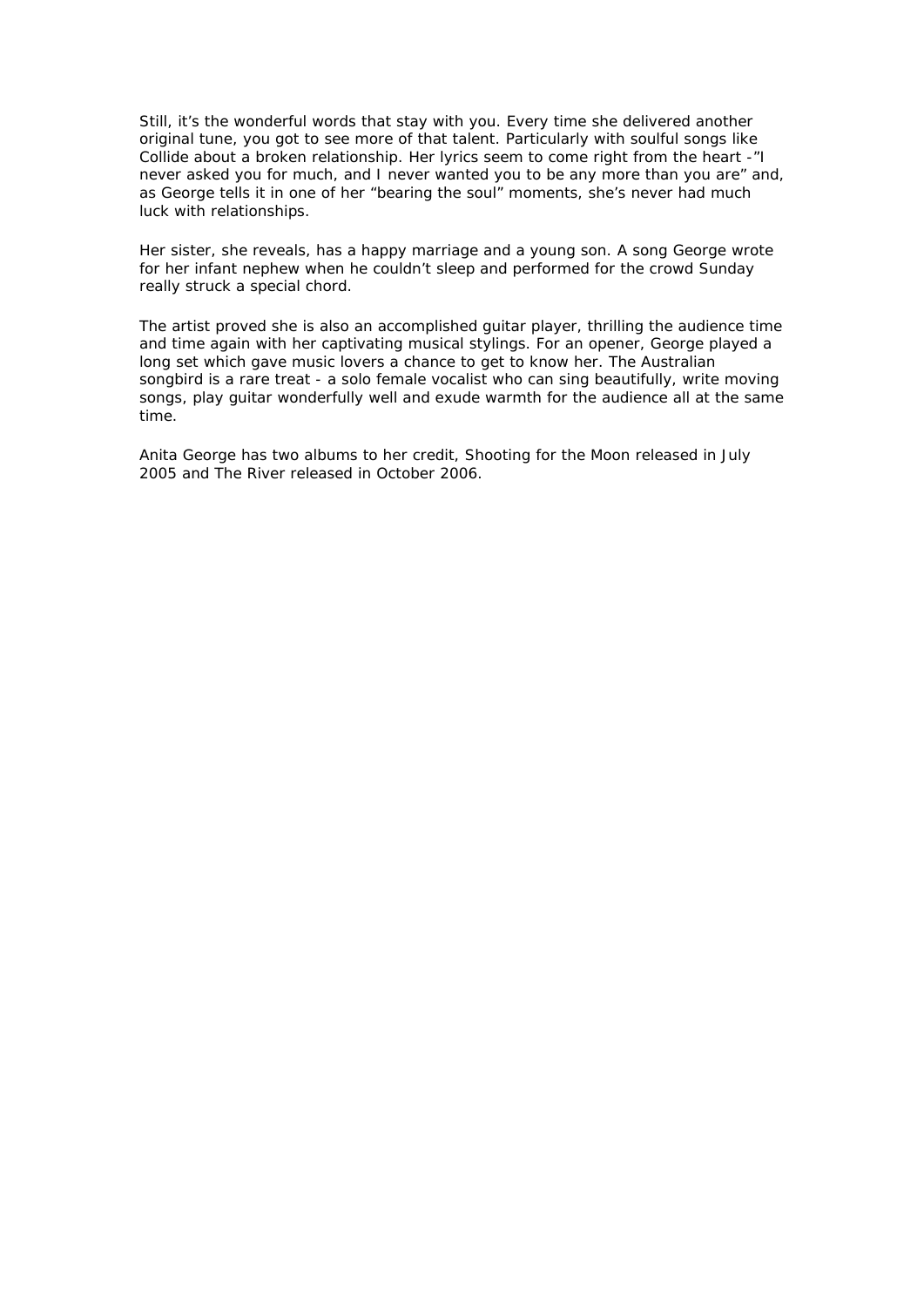Still, it’s the wonderful words that stay with you. Every time she delivered another original tune, you got to see more of that talent. Particularly with soulful songs like Collide about a broken relationship. Her lyrics seem to come right from the heart -”I never asked you for much, and I never wanted you to be any more than you are” and, as George tells it in one of her “bearing the soul” moments, she’s never had much luck with relationships.

Her sister, she reveals, has a happy marriage and a young son. A song George wrote for her infant nephew when he couldn’t sleep and performed for the crowd Sunday really struck a special chord.

The artist proved she is also an accomplished guitar player, thrilling the audience time and time again with her captivating musical stylings. For an opener, George played a long set which gave music lovers a chance to get to know her. The Australian songbird is a rare treat - a solo female vocalist who can sing beautifully, write moving songs, play guitar wonderfully well and exude warmth for the audience all at the same time.

Anita George has two albums to her credit, Shooting for the Moon released in July 2005 and The River released in October 2006.